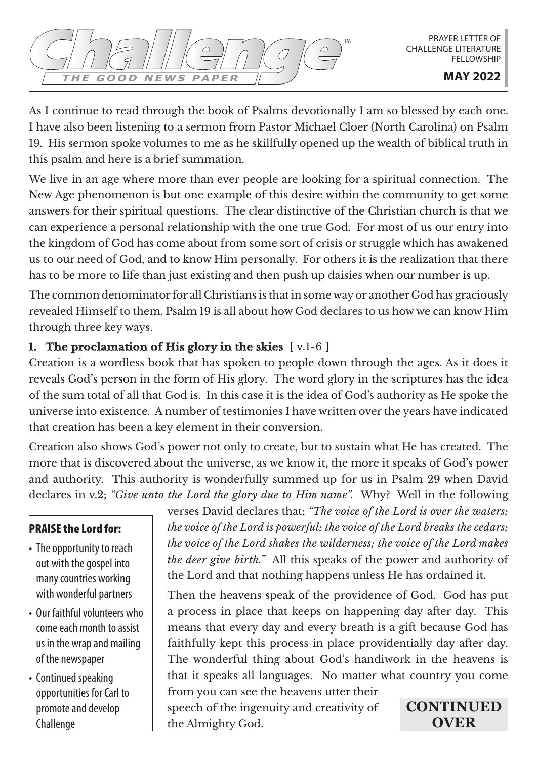# Challenge™

THE GOOD NEWS PAPER

PRAYER LETTER OF CHALLENGE LITERATURE FELLOWSHIP

**MAY 2022**

As I continue to read through the book of Psalms devotionally I am so blessed by each one. I have also been listening to a sermon from Pastor Michael Cloer (North Carolina) on Psalm 19. His sermon spoke volumes to me as he skillfully opened up the wealth of biblical truth in this psalm and here is a brief summation.

We live in an age where more than ever people are looking for a spiritual connection. The New Age phenomenon is but one example of this desire within the community to get some answers for their spiritual questions. The clear distinctive of the Christian church is that we can experience a personal relationship with the one true God. For most of us our entry into the kingdom of God has come about from some sort of crisis or struggle which has awakened us to our need of God, and to know Him personally. For others it is the realization that there has to be more to life than just existing and then push up daisies when our number is up.

The common denominator for all Christians is that in some way or another God has graciously revealed Himself to them. Psalm 19 is all about how God declares to us how we can know Him through three key ways.

### 1. The proclamation of His glory in the skies [ v.1-6 ]

Creation is a wordless book that has spoken to people down through the ages. As it does it reveals God's person in the form of His glory. The word glory in the scriptures has the idea of the sum total of all that God is. In this case it is the idea of God's authority as He spoke the universe into existence. A number of testimonies I have written over the years have indicated that creation has been a key element in their conversion.

Creation also shows God's power not only to create, but to sustain what He has created. The more that is discovered about the universe, as we know it, the more it speaks of God's power and authority. This authority is wonderfully summed up for us in Psalm 29 when David declares in v.2; *"Give unto the Lord the glory due to Him name".* Why? Well in the following verses David declares that; *"The voice of the Lord is over the waters; the voice of the Lord is powerful; the voice of the Lord breaks the cedars; the voice of the Lord shakes the wilderness; the voice of the Lord makes the deer give birth."* All this speaks of the power and authority of the Lord and that nothing happens unless He has ordained it.

Then the heavens speak of the providence of God. God has put a process in place that keeps on happening day after day. This means that every day and every breath is a gift because God has faithfully kept this process in place providentially day after day. The wonderful thing about God's handiwork in the heavens is that it speaks all languages. No matter what country you come from you can see the heavens utter their speech of the ingenuity and creativity of the Almighty God.

**PRAISE the Lord for:**

- The opportunity to reach out with the gospel into many countries working with wonderful partners
- Our faithful volunteers who come each month to assist us in the wrap and mailing of the newspaper
- Continued speaking opportunities for Carl to promote and develop Challenge

**CONTINUED OVER**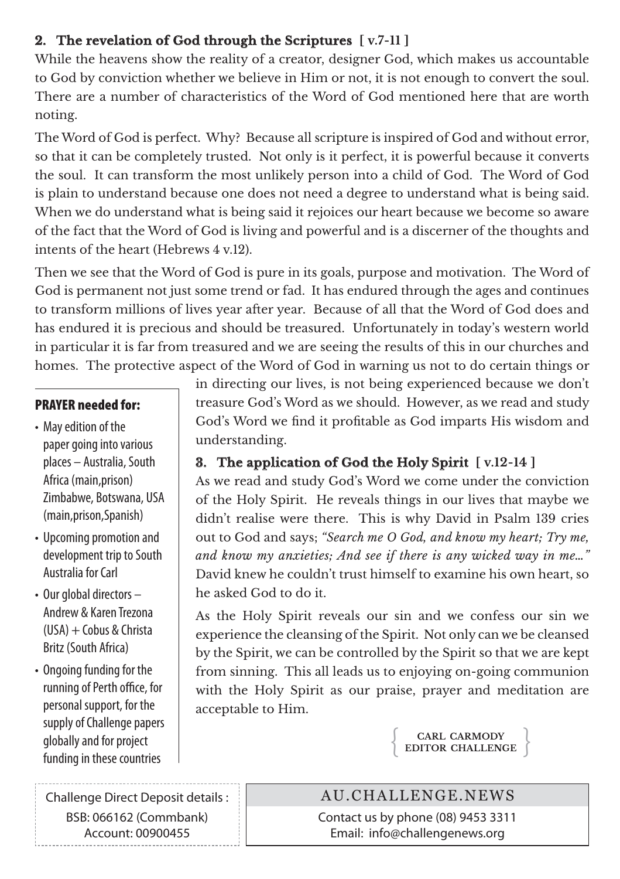## 2. The revelation of God through the Scriptures [ v.7-11 ]

While the heavens show the reality of a creator, designer God, which makes us accountable to God by conviction whether we believe in Him or not, it is not enough to convert the soul. There are a number of characteristics of the Word of God mentioned here that are worth noting.

The Word of God is perfect. Why? Because all scripture is inspired of God and without error, so that it can be completely trusted. Not only is it perfect, it is powerful because it converts the soul. It can transform the most unlikely person into a child of God. The Word of God is plain to understand because one does not need a degree to understand what is being said. When we do understand what is being said it rejoices our heart because we become so aware of the fact that the Word of God is living and powerful and is a discerner of the thoughts and intents of the heart (Hebrews 4 v.12).

Then we see that the Word of God is pure in its goals, purpose and motivation. The Word of God is permanent not just some trend or fad. It has endured through the ages and continues to transform millions of lives year after year. Because of all that the Word of God does and has endured it is precious and should be treasured. Unfortunately in today's western world in particular it is far from treasured and we are seeing the results of this in our churches and homes. The protective aspect of the Word of God in warning us not to do certain things or in directing our lives, is not being experienced because we don't treasure God's Word as we should. However, as we read and study God's Word we find it profitable as God imparts His wisdom and understanding.

## 3. The application of God the Holy Spirit [ v.12-14 ]

As we read and study God's Word we come under the conviction of the Holy Spirit. He reveals things in our lives that maybe we didn't realise were there. This is why David in Psalm 139 cries out to God and says; *"Search me O God, and know my heart; Try me, and know my anxieties; And see if there is any wicked way in me..."* David knew he couldn't trust himself to examine his own heart, so he asked God to do it.

As the Holy Spirit reveals our sin and we confess our sin we experience the cleansing of the Spirit. Not only can we be cleansed by the Spirit, we can be controlled by the Spirit so that we are kept from sinning. This all leads us to enjoying on-going communion with the Holy Spirit as our praise, prayer and meditation are acceptable to Him.

CARL CARMODY
EDITOR CHALLENGE

**PRAYER needed for:**

- May edition of the paper going into various places – Australia, South Africa (main,prison) Zimbabwe, Botswana, USA (main,prison,Spanish)
- Upcoming promotion and development trip to South Australia for Carl
- Our global directors – Andrew & Karen Trezona (USA) + Cobus & Christa Britz (South Africa)
- Ongoing funding for the running of Perth office, for personal support, for the supply of Challenge papers globally and for project funding in these countries

Challenge Direct Deposit details :
BSB: 066162 (Commbank)
Account: 00900455

AU.CHALLENGE.NEWS

Contact us by phone (08) 9453 3311
Email: info@challengenews.org